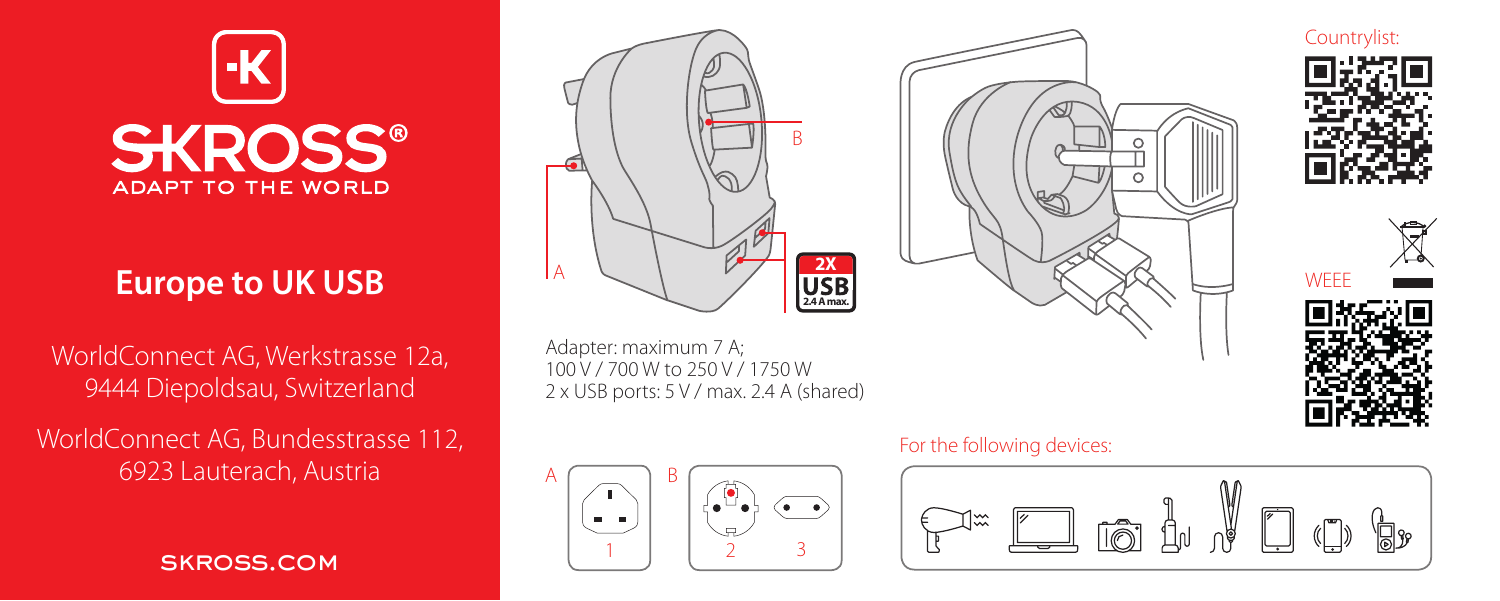# SKROSS®

ADAPT TO THE WORLD

## Europe to UK USB

WorldConnect AG, Werkstrasse 12a, 9444 Diepoldsau, Switzerland

WorldConnect AG, Bundesstrasse 112, 6923 Lauterach, Austria

SKROSS.COM

A

B

2X USB 2.4 A max.

Adapter: maximum 7 A;
100 V / 700 W to 250 V / 1750 W
2 x USB ports: 5 V / max. 2.4 A (shared)

A B

1 2 3

Countrylist:

WEEE

For the following devices: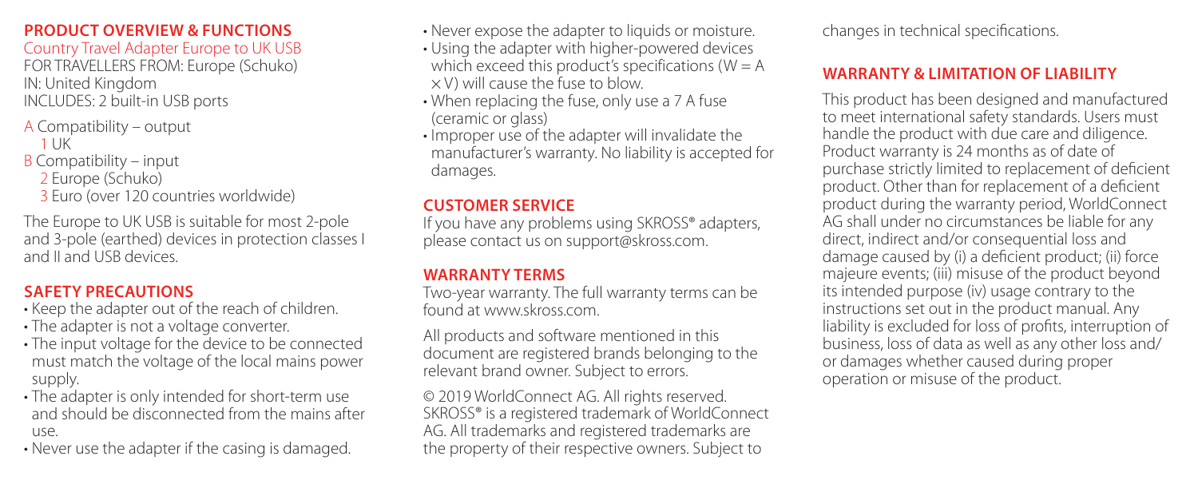## PRODUCT OVERVIEW & FUNCTIONS

Country Travel Adapter Europe to UK USB
FOR TRAVELLERS FROM: Europe (Schuko)
IN: United Kingdom
INCLUDES: 2 built-in USB ports

A Compatibility – output
  1 UK
B Compatibility – input
  2 Europe (Schuko)
  3 Euro (over 120 countries worldwide)

The Europe to UK USB is suitable for most 2-pole and 3-pole (earthed) devices in protection classes I and II and USB devices.

## SAFETY PRECAUTIONS

- Keep the adapter out of the reach of children.
- The adapter is not a voltage converter.
- The input voltage for the device to be connected must match the voltage of the local mains power supply.
- The adapter is only intended for short-term use and should be disconnected from the mains after use.
- Never use the adapter if the casing is damaged.
- Never expose the adapter to liquids or moisture.
- Using the adapter with higher-powered devices which exceed this product's specifications ($W = A \times V$) will cause the fuse to blow.
- When replacing the fuse, only use a 7 A fuse (ceramic or glass)
- Improper use of the adapter will invalidate the manufacturer's warranty. No liability is accepted for damages.

## CUSTOMER SERVICE

If you have any problems using SKROSS® adapters, please contact us on support@skross.com.

## WARRANTY TERMS

Two-year warranty. The full warranty terms can be found at www.skross.com.

All products and software mentioned in this document are registered brands belonging to the relevant brand owner. Subject to errors.

© 2019 WorldConnect AG. All rights reserved. SKROSS® is a registered trademark of WorldConnect AG. All trademarks and registered trademarks are the property of their respective owners. Subject to changes in technical specifications.

## WARRANTY & LIMITATION OF LIABILITY

This product has been designed and manufactured to meet international safety standards. Users must handle the product with due care and diligence. Product warranty is 24 months as of date of purchase strictly limited to replacement of deficient product. Other than for replacement of a deficient product during the warranty period, WorldConnect AG shall under no circumstances be liable for any direct, indirect and/or consequential loss and damage caused by (i) a deficient product; (ii) force majeure events; (iii) misuse of the product beyond its intended purpose (iv) usage contrary to the instructions set out in the product manual. Any liability is excluded for loss of profits, interruption of business, loss of data as well as any other loss and/or damages whether caused during proper operation or misuse of the product.